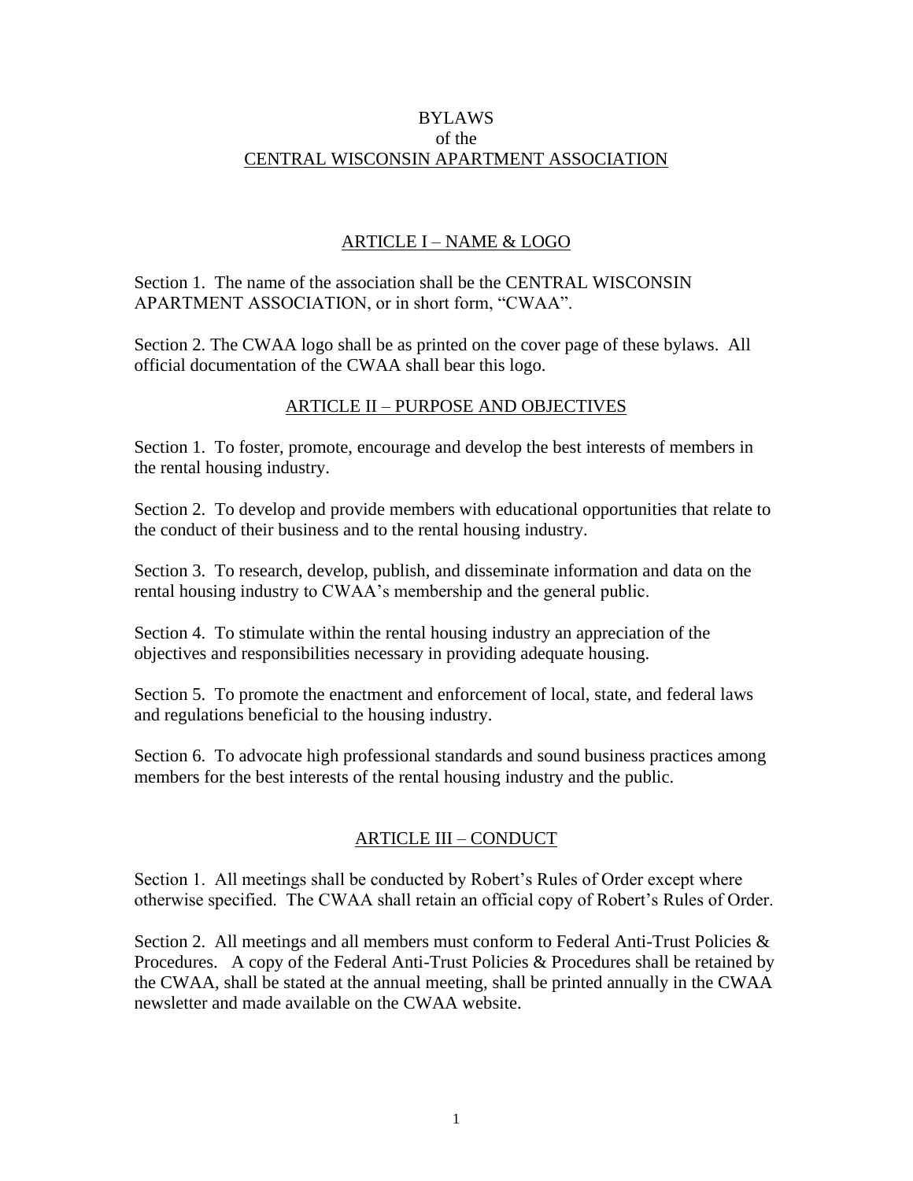# BYLAWS
## of the
## CENTRAL WISCONSIN APARTMENT ASSOCIATION

## ARTICLE I – NAME & LOGO

Section 1. The name of the association shall be the CENTRAL WISCONSIN APARTMENT ASSOCIATION, or in short form, "CWAA".

Section 2. The CWAA logo shall be as printed on the cover page of these bylaws. All official documentation of the CWAA shall bear this logo.

## ARTICLE II – PURPOSE AND OBJECTIVES

Section 1. To foster, promote, encourage and develop the best interests of members in the rental housing industry.

Section 2. To develop and provide members with educational opportunities that relate to the conduct of their business and to the rental housing industry.

Section 3. To research, develop, publish, and disseminate information and data on the rental housing industry to CWAA's membership and the general public.

Section 4. To stimulate within the rental housing industry an appreciation of the objectives and responsibilities necessary in providing adequate housing.

Section 5. To promote the enactment and enforcement of local, state, and federal laws and regulations beneficial to the housing industry.

Section 6. To advocate high professional standards and sound business practices among members for the best interests of the rental housing industry and the public.

## ARTICLE III – CONDUCT

Section 1. All meetings shall be conducted by Robert's Rules of Order except where otherwise specified. The CWAA shall retain an official copy of Robert's Rules of Order.

Section 2. All meetings and all members must conform to Federal Anti-Trust Policies & Procedures. A copy of the Federal Anti-Trust Policies & Procedures shall be retained by the CWAA, shall be stated at the annual meeting, shall be printed annually in the CWAA newsletter and made available on the CWAA website.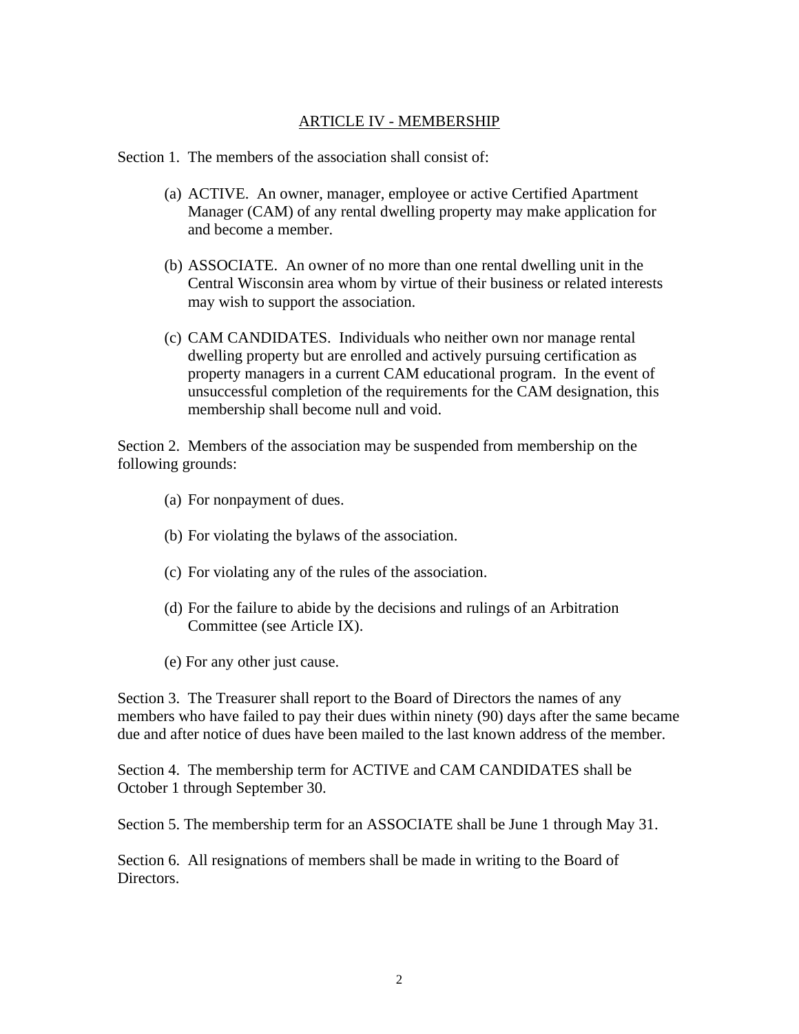## ARTICLE IV - MEMBERSHIP

Section 1. The members of the association shall consist of:

(a) ACTIVE. An owner, manager, employee or active Certified Apartment Manager (CAM) of any rental dwelling property may make application for and become a member.

(b) ASSOCIATE. An owner of no more than one rental dwelling unit in the Central Wisconsin area whom by virtue of their business or related interests may wish to support the association.

(c) CAM CANDIDATES. Individuals who neither own nor manage rental dwelling property but are enrolled and actively pursuing certification as property managers in a current CAM educational program. In the event of unsuccessful completion of the requirements for the CAM designation, this membership shall become null and void.

Section 2. Members of the association may be suspended from membership on the following grounds:

(a) For nonpayment of dues.

(b) For violating the bylaws of the association.

(c) For violating any of the rules of the association.

(d) For the failure to abide by the decisions and rulings of an Arbitration Committee (see Article IX).

(e) For any other just cause.

Section 3. The Treasurer shall report to the Board of Directors the names of any members who have failed to pay their dues within ninety (90) days after the same became due and after notice of dues have been mailed to the last known address of the member.

Section 4. The membership term for ACTIVE and CAM CANDIDATES shall be October 1 through September 30.

Section 5. The membership term for an ASSOCIATE shall be June 1 through May 31.

Section 6. All resignations of members shall be made in writing to the Board of Directors.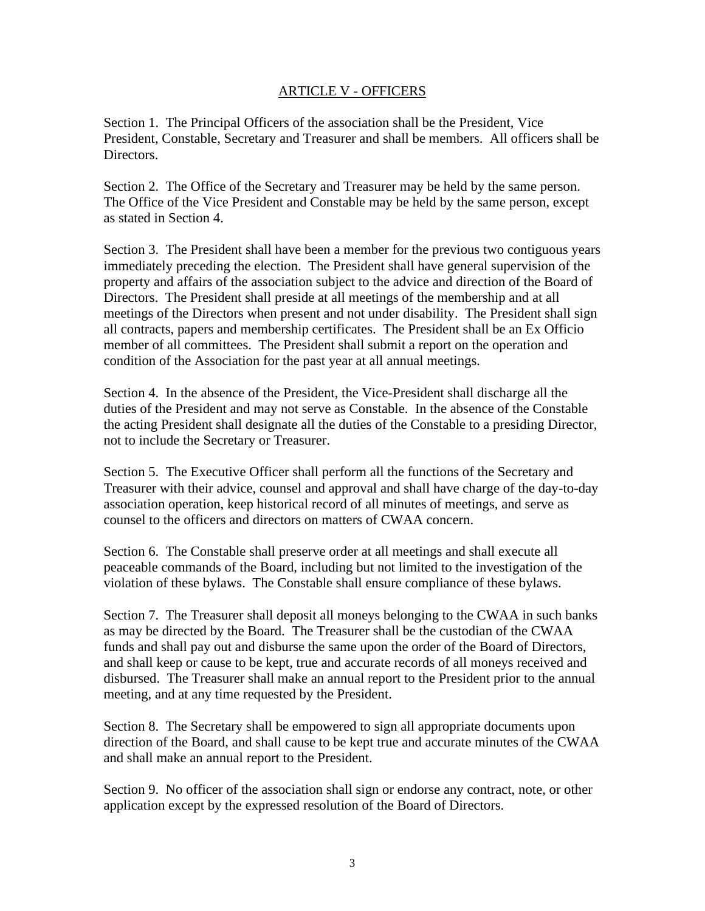## ARTICLE V - OFFICERS

Section 1. The Principal Officers of the association shall be the President, Vice President, Constable, Secretary and Treasurer and shall be members. All officers shall be Directors.

Section 2. The Office of the Secretary and Treasurer may be held by the same person. The Office of the Vice President and Constable may be held by the same person, except as stated in Section 4.

Section 3. The President shall have been a member for the previous two contiguous years immediately preceding the election. The President shall have general supervision of the property and affairs of the association subject to the advice and direction of the Board of Directors. The President shall preside at all meetings of the membership and at all meetings of the Directors when present and not under disability. The President shall sign all contracts, papers and membership certificates. The President shall be an Ex Officio member of all committees. The President shall submit a report on the operation and condition of the Association for the past year at all annual meetings.

Section 4. In the absence of the President, the Vice-President shall discharge all the duties of the President and may not serve as Constable. In the absence of the Constable the acting President shall designate all the duties of the Constable to a presiding Director, not to include the Secretary or Treasurer.

Section 5. The Executive Officer shall perform all the functions of the Secretary and Treasurer with their advice, counsel and approval and shall have charge of the day-to-day association operation, keep historical record of all minutes of meetings, and serve as counsel to the officers and directors on matters of CWAA concern.

Section 6. The Constable shall preserve order at all meetings and shall execute all peaceable commands of the Board, including but not limited to the investigation of the violation of these bylaws. The Constable shall ensure compliance of these bylaws.

Section 7. The Treasurer shall deposit all moneys belonging to the CWAA in such banks as may be directed by the Board. The Treasurer shall be the custodian of the CWAA funds and shall pay out and disburse the same upon the order of the Board of Directors, and shall keep or cause to be kept, true and accurate records of all moneys received and disbursed. The Treasurer shall make an annual report to the President prior to the annual meeting, and at any time requested by the President.

Section 8. The Secretary shall be empowered to sign all appropriate documents upon direction of the Board, and shall cause to be kept true and accurate minutes of the CWAA and shall make an annual report to the President.

Section 9. No officer of the association shall sign or endorse any contract, note, or other application except by the expressed resolution of the Board of Directors.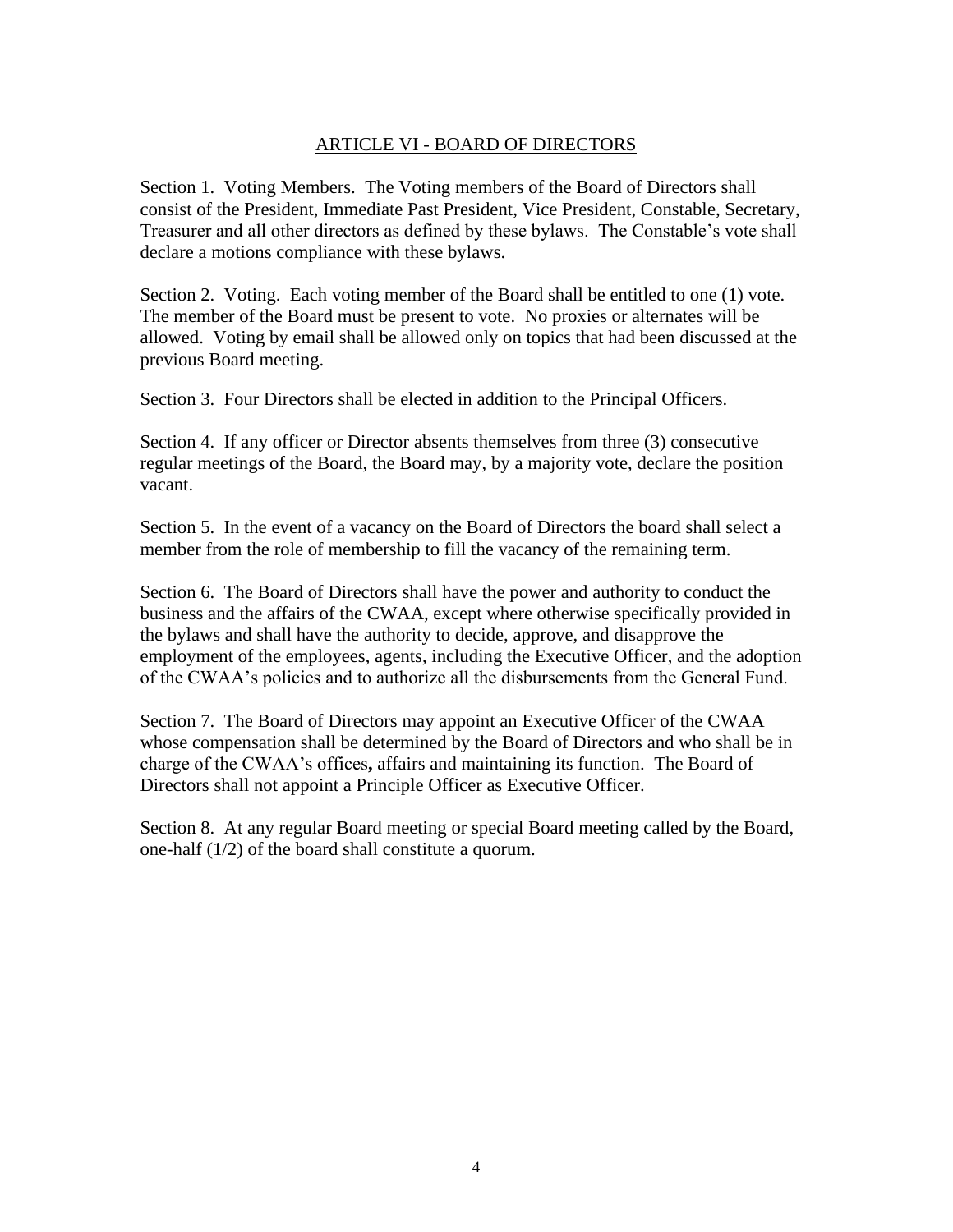## ARTICLE VI - BOARD OF DIRECTORS

Section 1. Voting Members. The Voting members of the Board of Directors shall consist of the President, Immediate Past President, Vice President, Constable, Secretary, Treasurer and all other directors as defined by these bylaws. The Constable's vote shall declare a motions compliance with these bylaws.

Section 2. Voting. Each voting member of the Board shall be entitled to one (1) vote. The member of the Board must be present to vote. No proxies or alternates will be allowed. Voting by email shall be allowed only on topics that had been discussed at the previous Board meeting.

Section 3. Four Directors shall be elected in addition to the Principal Officers.

Section 4. If any officer or Director absents themselves from three (3) consecutive regular meetings of the Board, the Board may, by a majority vote, declare the position vacant.

Section 5. In the event of a vacancy on the Board of Directors the board shall select a member from the role of membership to fill the vacancy of the remaining term.

Section 6. The Board of Directors shall have the power and authority to conduct the business and the affairs of the CWAA, except where otherwise specifically provided in the bylaws and shall have the authority to decide, approve, and disapprove the employment of the employees, agents, including the Executive Officer, and the adoption of the CWAA's policies and to authorize all the disbursements from the General Fund.

Section 7. The Board of Directors may appoint an Executive Officer of the CWAA whose compensation shall be determined by the Board of Directors and who shall be in charge of the CWAA's offices**,** affairs and maintaining its function. The Board of Directors shall not appoint a Principle Officer as Executive Officer.

Section 8. At any regular Board meeting or special Board meeting called by the Board, one-half (1/2) of the board shall constitute a quorum.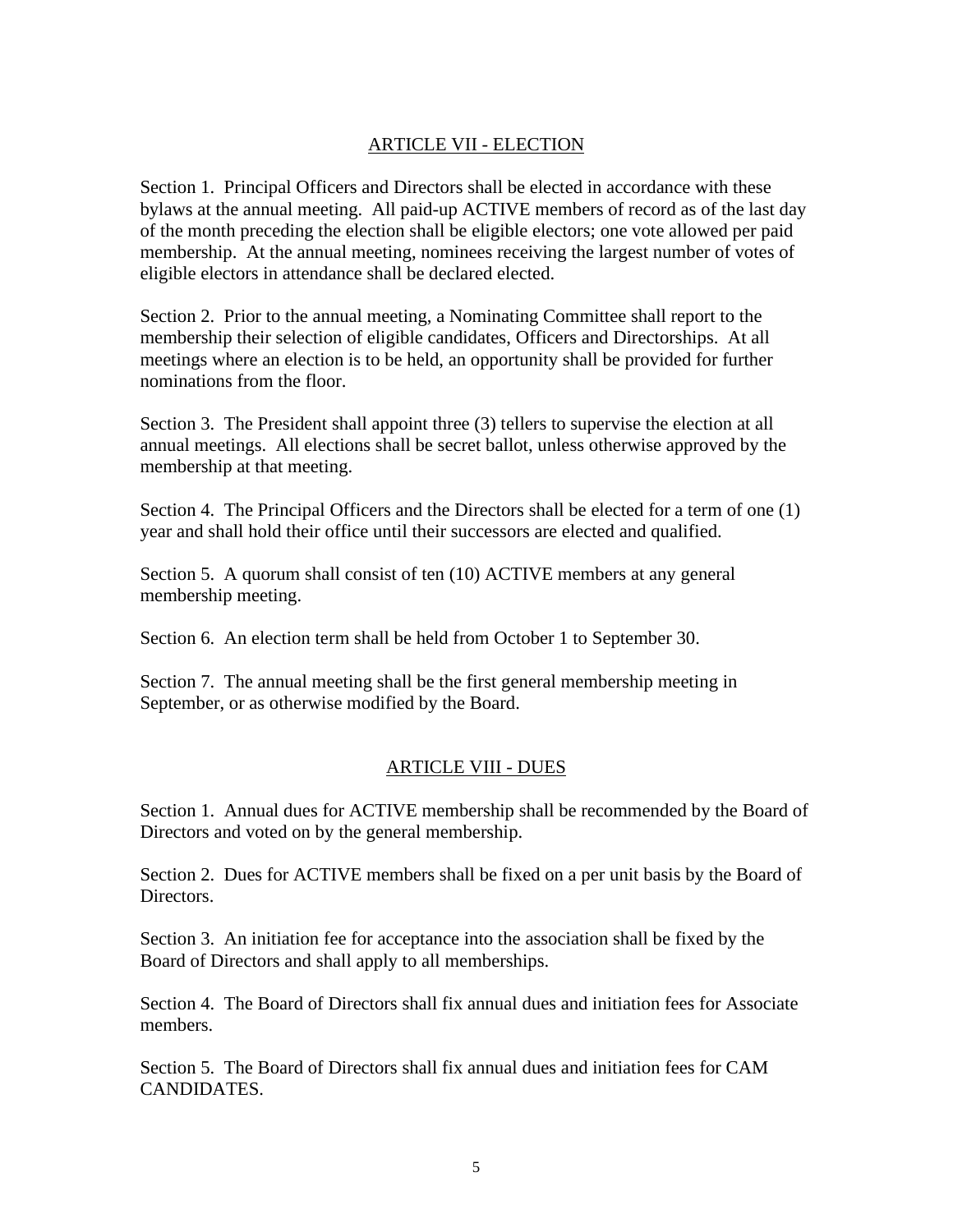## ARTICLE VII - ELECTION

Section 1. Principal Officers and Directors shall be elected in accordance with these bylaws at the annual meeting. All paid-up ACTIVE members of record as of the last day of the month preceding the election shall be eligible electors; one vote allowed per paid membership. At the annual meeting, nominees receiving the largest number of votes of eligible electors in attendance shall be declared elected.

Section 2. Prior to the annual meeting, a Nominating Committee shall report to the membership their selection of eligible candidates, Officers and Directorships. At all meetings where an election is to be held, an opportunity shall be provided for further nominations from the floor.

Section 3. The President shall appoint three (3) tellers to supervise the election at all annual meetings. All elections shall be secret ballot, unless otherwise approved by the membership at that meeting.

Section 4. The Principal Officers and the Directors shall be elected for a term of one (1) year and shall hold their office until their successors are elected and qualified.

Section 5. A quorum shall consist of ten (10) ACTIVE members at any general membership meeting.

Section 6. An election term shall be held from October 1 to September 30.

Section 7. The annual meeting shall be the first general membership meeting in September, or as otherwise modified by the Board.

## ARTICLE VIII - DUES

Section 1. Annual dues for ACTIVE membership shall be recommended by the Board of Directors and voted on by the general membership.

Section 2. Dues for ACTIVE members shall be fixed on a per unit basis by the Board of Directors.

Section 3. An initiation fee for acceptance into the association shall be fixed by the Board of Directors and shall apply to all memberships.

Section 4. The Board of Directors shall fix annual dues and initiation fees for Associate members.

Section 5. The Board of Directors shall fix annual dues and initiation fees for CAM CANDIDATES.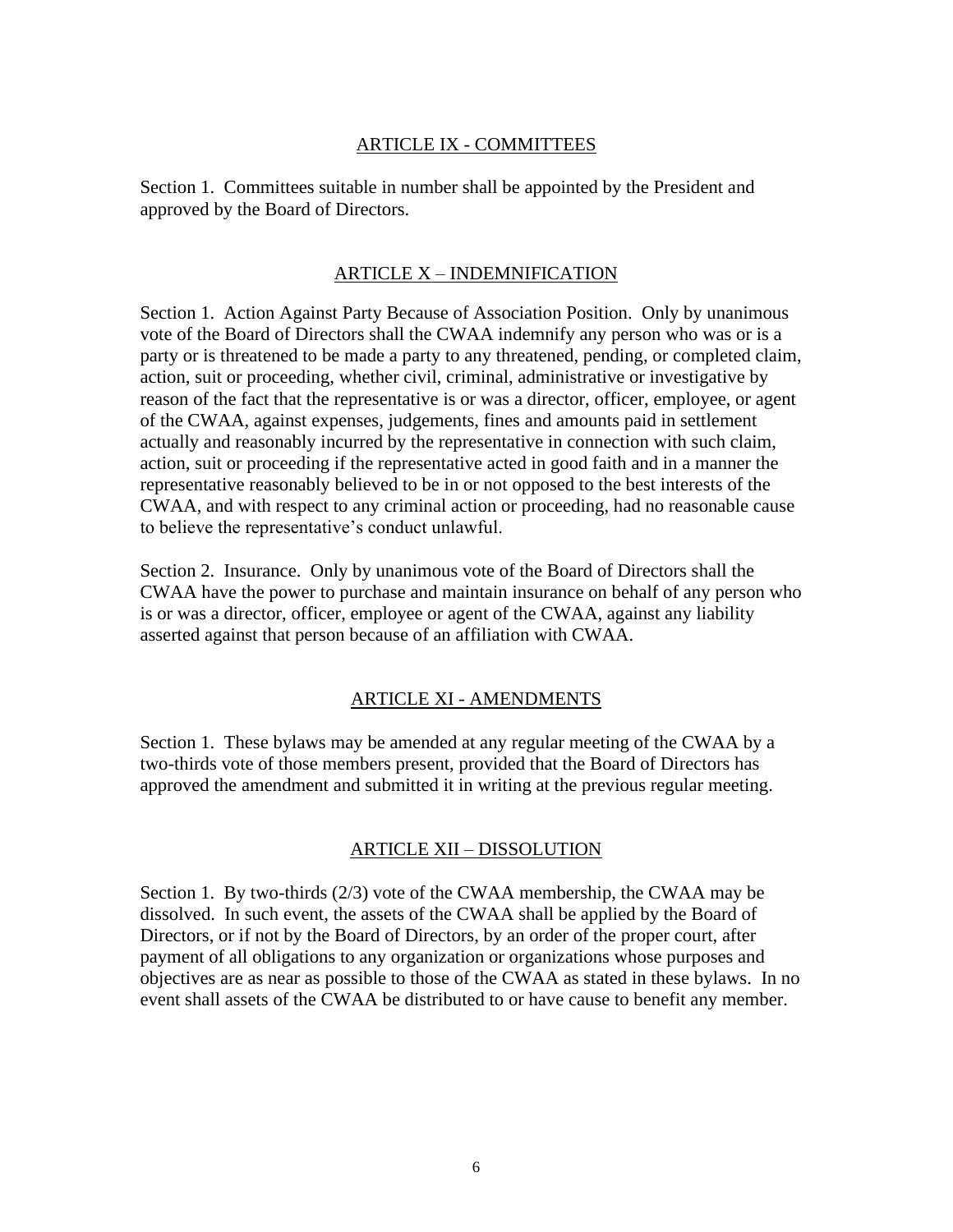## ARTICLE IX - COMMITTEES

Section 1. Committees suitable in number shall be appointed by the President and approved by the Board of Directors.

## ARTICLE X – INDEMNIFICATION

Section 1. Action Against Party Because of Association Position. Only by unanimous vote of the Board of Directors shall the CWAA indemnify any person who was or is a party or is threatened to be made a party to any threatened, pending, or completed claim, action, suit or proceeding, whether civil, criminal, administrative or investigative by reason of the fact that the representative is or was a director, officer, employee, or agent of the CWAA, against expenses, judgements, fines and amounts paid in settlement actually and reasonably incurred by the representative in connection with such claim, action, suit or proceeding if the representative acted in good faith and in a manner the representative reasonably believed to be in or not opposed to the best interests of the CWAA, and with respect to any criminal action or proceeding, had no reasonable cause to believe the representative's conduct unlawful.

Section 2. Insurance. Only by unanimous vote of the Board of Directors shall the CWAA have the power to purchase and maintain insurance on behalf of any person who is or was a director, officer, employee or agent of the CWAA, against any liability asserted against that person because of an affiliation with CWAA.

## ARTICLE XI - AMENDMENTS

Section 1. These bylaws may be amended at any regular meeting of the CWAA by a two-thirds vote of those members present, provided that the Board of Directors has approved the amendment and submitted it in writing at the previous regular meeting.

## ARTICLE XII – DISSOLUTION

Section 1. By two-thirds (2/3) vote of the CWAA membership, the CWAA may be dissolved. In such event, the assets of the CWAA shall be applied by the Board of Directors, or if not by the Board of Directors, by an order of the proper court, after payment of all obligations to any organization or organizations whose purposes and objectives are as near as possible to those of the CWAA as stated in these bylaws. In no event shall assets of the CWAA be distributed to or have cause to benefit any member.